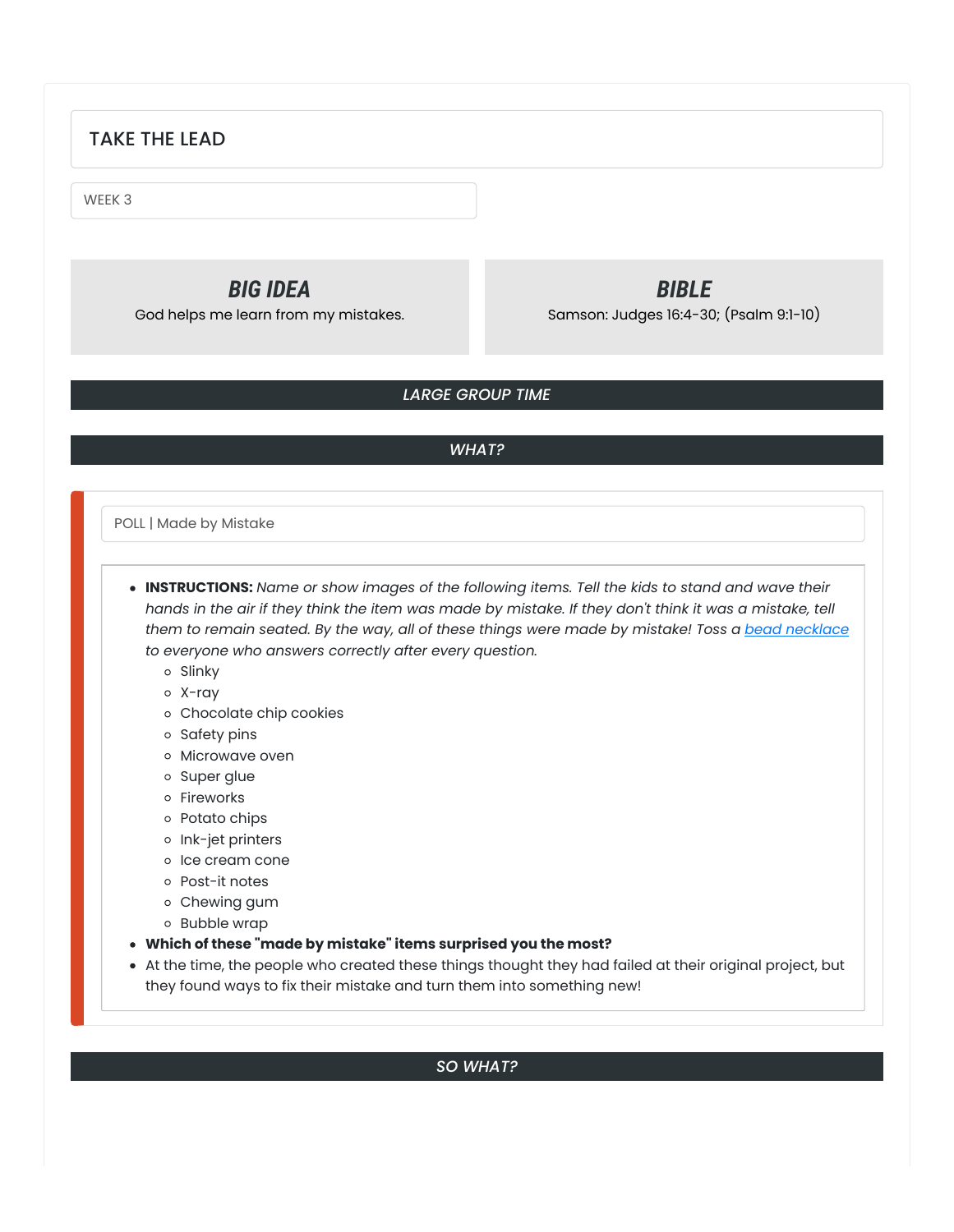# TAKE THE LEAD

WEEK 3

## *BIG IDEA*

God helps me learn from my mistakes.

## *BIBLE*

Samson: Judges 16:4-30; (Psalm 9:1-10)

## *LARGE GROUP TIME*

## *WHAT?*

POLL | Made by Mistake

- **INSTRUCTIONS:** *Name or show images of the following items. Tell the kids to stand and wave their hands in the air if they think the item was made by mistake. If they don't think it was a mistake, tell them to remain seated. By the way, all of these things were made by mistake! Toss a [bead necklace] to everyone who answers correctly after every question.*
  - Slinky
  - X-ray
  - Chocolate chip cookies
  - Safety pins
  - Microwave oven
  - Super glue
  - Fireworks
  - Potato chips
  - Ink-jet printers
  - Ice cream cone
  - Post-it notes
  - Chewing gum
  - Bubble wrap
- **Which of these "made by mistake" items surprised you the most?**
- At the time, the people who created these things thought they had failed at their original project, but they found ways to fix their mistake and turn them into something new!

## *SO WHAT?*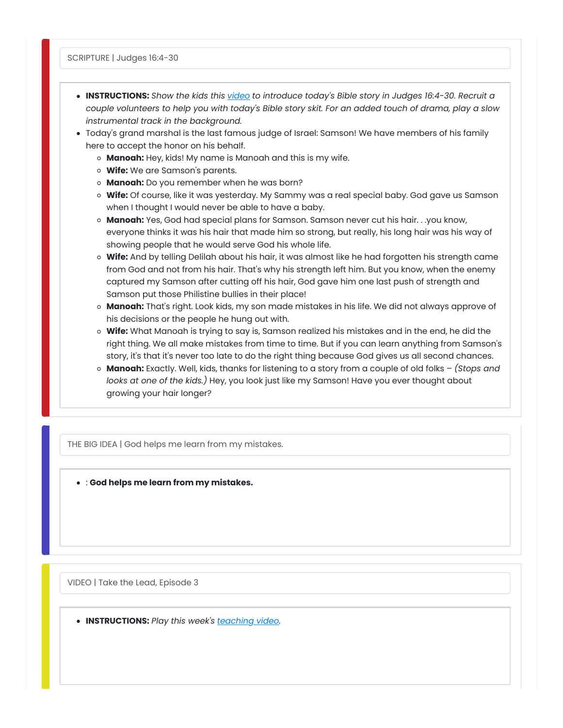SCRIPTURE | Judges 16:4-30

- **INSTRUCTIONS:** *Show the kids this [video](#) to introduce today's Bible story in Judges 16:4-30. Recruit a couple volunteers to help you with today's Bible story skit. For an added touch of drama, play a slow instrumental track in the background.*
- Today's grand marshal is the last famous judge of Israel: Samson! We have members of his family here to accept the honor on his behalf.
  - **Manoah:** Hey, kids! My name is Manoah and this is my wife.
  - **Wife:** We are Samson's parents.
  - **Manoah:** Do you remember when he was born?
  - **Wife:** Of course, like it was yesterday. My Sammy was a real special baby. God gave us Samson when I thought I would never be able to have a baby.
  - **Manoah:** Yes, God had special plans for Samson. Samson never cut his hair. . .you know, everyone thinks it was his hair that made him so strong, but really, his long hair was his way of showing people that he would serve God his whole life.
  - **Wife:** And by telling Delilah about his hair, it was almost like he had forgotten his strength came from God and not from his hair. That's why his strength left him. But you know, when the enemy captured my Samson after cutting off his hair, God gave him one last push of strength and Samson put those Philistine bullies in their place!
  - **Manoah:** That's right. Look kids, my son made mistakes in his life. We did not always approve of his decisions or the people he hung out with.
  - **Wife:** What Manoah is trying to say is, Samson realized his mistakes and in the end, he did the right thing. We all make mistakes from time to time. But if you can learn anything from Samson's story, it's that it's never too late to do the right thing because God gives us all second chances.
  - **Manoah:** Exactly. Well, kids, thanks for listening to a story from a couple of old folks – *(Stops and looks at one of the kids.)* Hey, you look just like my Samson! Have you ever thought about growing your hair longer?

THE BIG IDEA | God helps me learn from my mistakes.

- : **God helps me learn from my mistakes.**

VIDEO | Take the Lead, Episode 3

- **INSTRUCTIONS:** *Play this week's [teaching video](#).*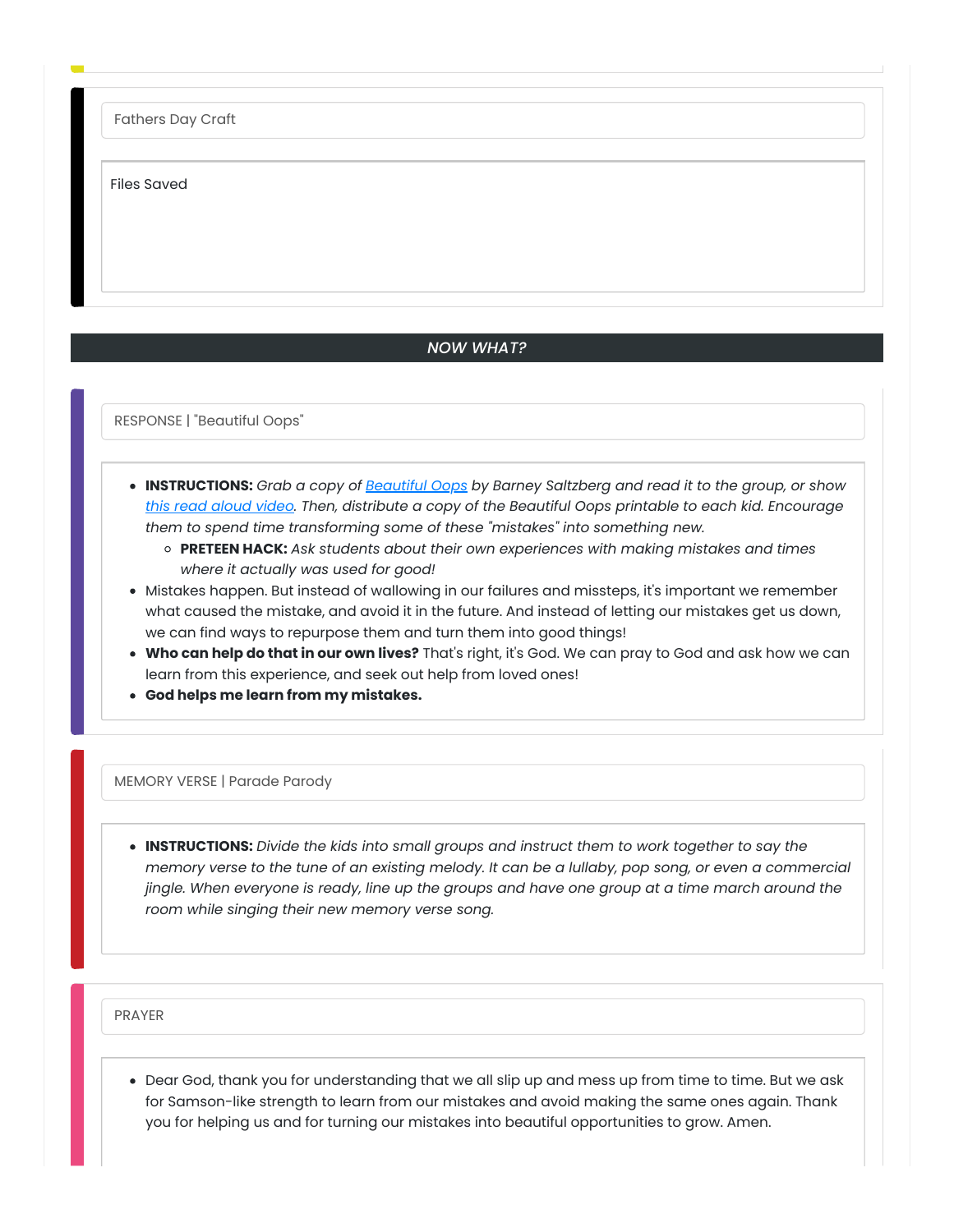Fathers Day Craft

Files Saved

## NOW WHAT?

RESPONSE | "Beautiful Oops"

- **INSTRUCTIONS:** *Grab a copy of [Beautiful Oops](#) by Barney Saltzberg and read it to the group, or show [this read aloud video](#). Then, distribute a copy of the Beautiful Oops printable to each kid. Encourage them to spend time transforming some of these "mistakes" into something new.*
  - **PRETEEN HACK:** *Ask students about their own experiences with making mistakes and times where it actually was used for good!*
- Mistakes happen. But instead of wallowing in our failures and missteps, it's important we remember what caused the mistake, and avoid it in the future. And instead of letting our mistakes get us down, we can find ways to repurpose them and turn them into good things!
- **Who can help do that in our own lives?** That's right, it's God. We can pray to God and ask how we can learn from this experience, and seek out help from loved ones!
- **God helps me learn from my mistakes.**

MEMORY VERSE | Parade Parody

- **INSTRUCTIONS:** *Divide the kids into small groups and instruct them to work together to say the memory verse to the tune of an existing melody. It can be a lullaby, pop song, or even a commercial jingle. When everyone is ready, line up the groups and have one group at a time march around the room while singing their new memory verse song.*

PRAYER

- Dear God, thank you for understanding that we all slip up and mess up from time to time. But we ask for Samson-like strength to learn from our mistakes and avoid making the same ones again. Thank you for helping us and for turning our mistakes into beautiful opportunities to grow. Amen.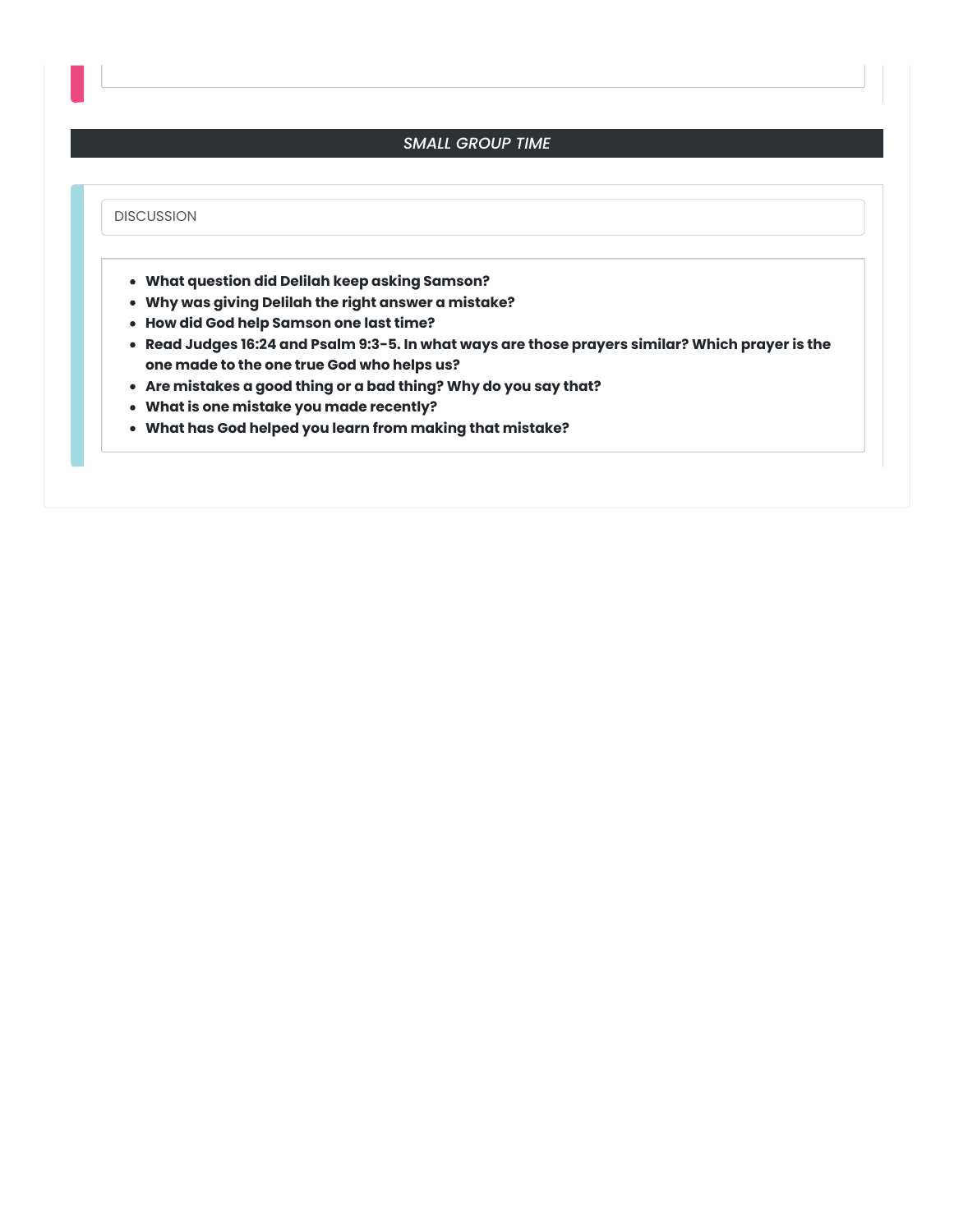## *SMALL GROUP TIME*

DISCUSSION

- **What question did Delilah keep asking Samson?**
- **Why was giving Delilah the right answer a mistake?**
- **How did God help Samson one last time?**
- **Read Judges 16:24 and Psalm 9:3-5. In what ways are those prayers similar? Which prayer is the one made to the one true God who helps us?**
- **Are mistakes a good thing or a bad thing? Why do you say that?**
- **What is one mistake you made recently?**
- **What has God helped you learn from making that mistake?**